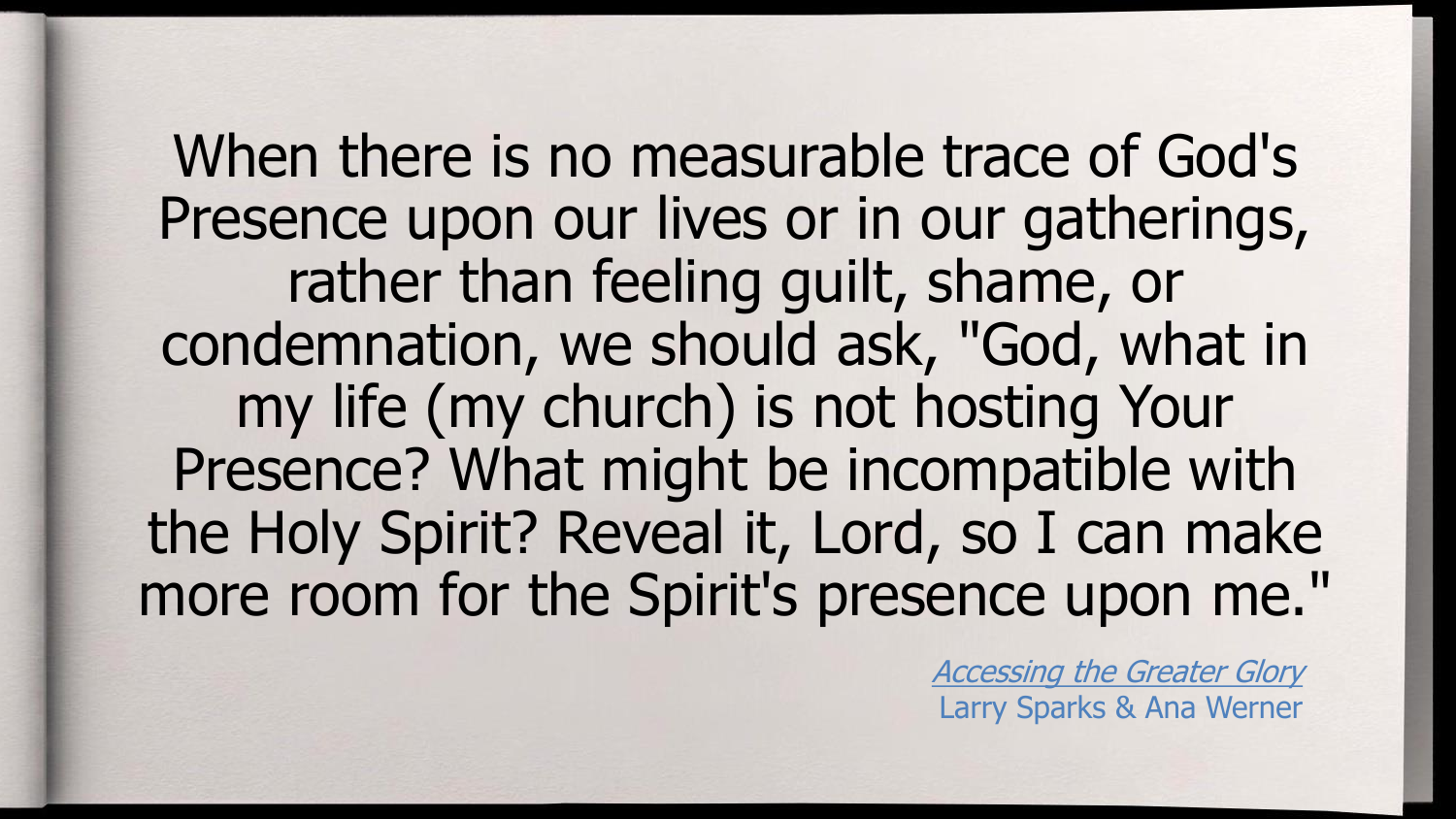When there is no measurable trace of God's Presence upon our lives or in our gatherings, rather than feeling guilt, shame, or condemnation, we should ask, "God, what in my life (my church) is not hosting Your Presence? What might be incompatible with the Holy Spirit? Reveal it, Lord, so I can make more room for the Spirit's presence upon me."

*Accessing the Greater Glory*
Larry Sparks & Ana Werner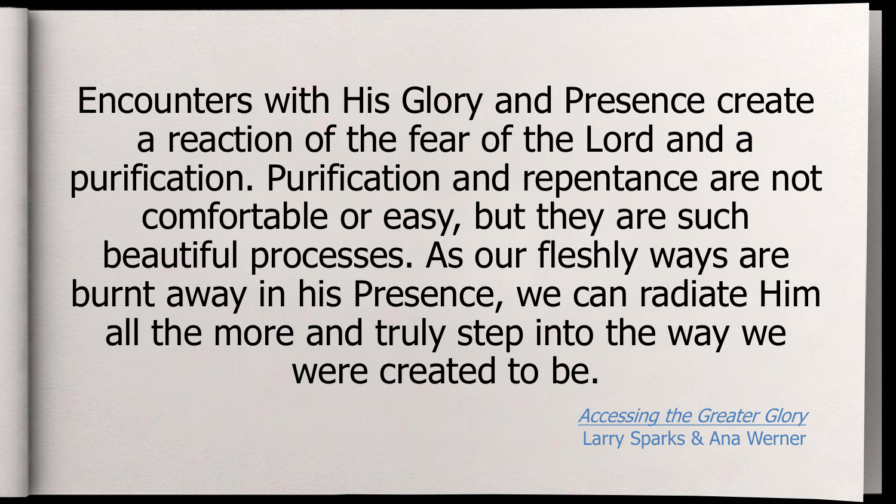Encounters with His Glory and Presence create a reaction of the fear of the Lord and a purification. Purification and repentance are not comfortable or easy, but they are such beautiful processes. As our fleshly ways are burnt away in his Presence, we can radiate Him all the more and truly step into the way we were created to be.

*Accessing the Greater Glory*
Larry Sparks & Ana Werner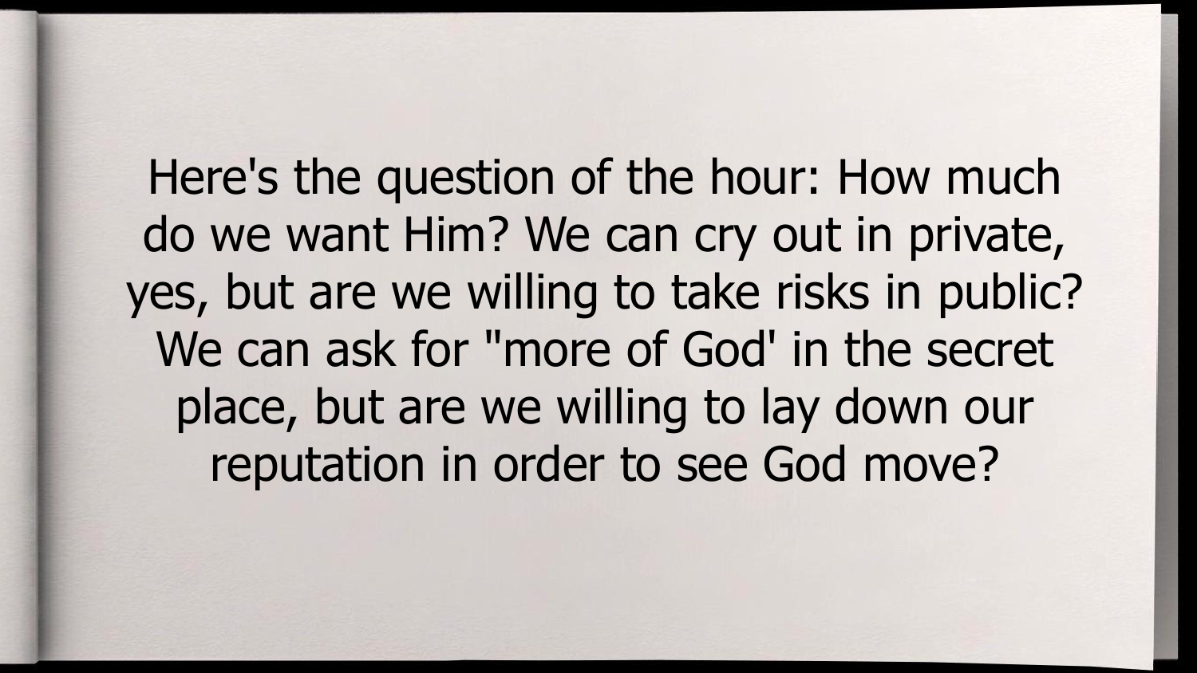Here's the question of the hour: How much do we want Him? We can cry out in private, yes, but are we willing to take risks in public? We can ask for "more of God' in the secret place, but are we willing to lay down our reputation in order to see God move?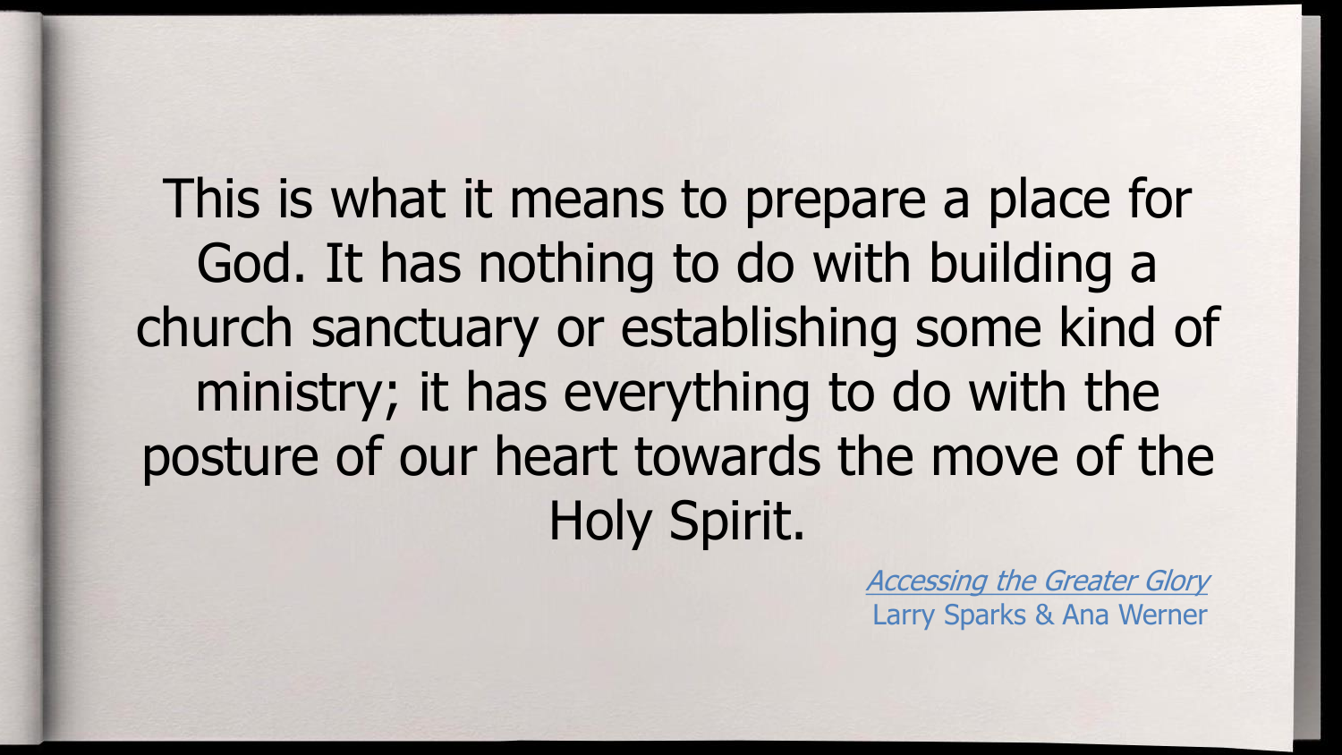This is what it means to prepare a place for God. It has nothing to do with building a church sanctuary or establishing some kind of ministry; it has everything to do with the posture of our heart towards the move of the Holy Spirit.

*Accessing the Greater Glory*
Larry Sparks & Ana Werner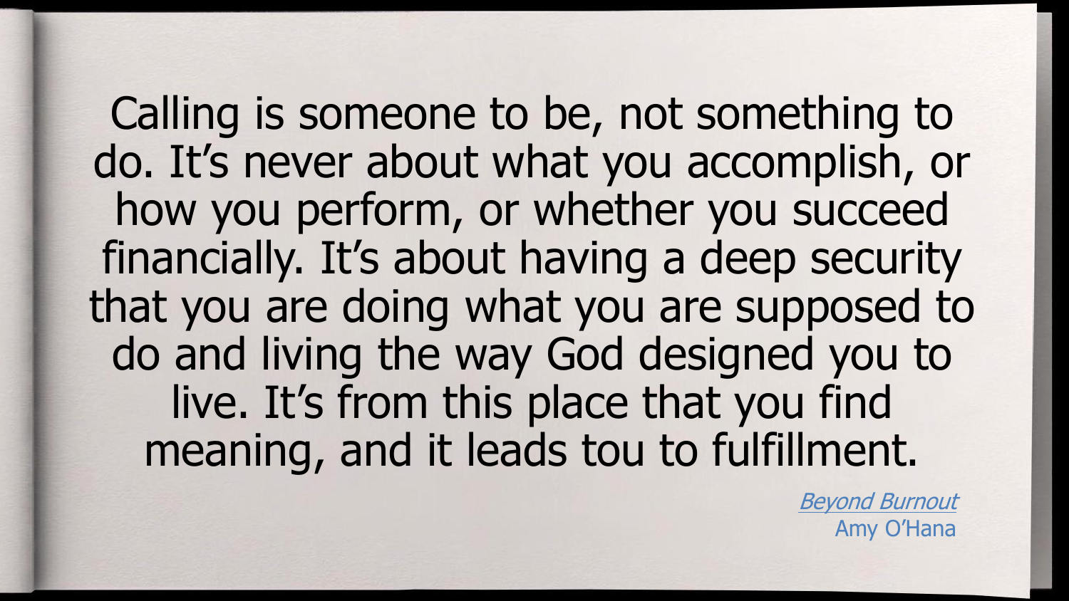Calling is someone to be, not something to do. It's never about what you accomplish, or how you perform, or whether you succeed financially. It's about having a deep security that you are doing what you are supposed to do and living the way God designed you to live. It's from this place that you find meaning, and it leads tou to fulfillment.

*Beyond Burnout*
Amy O'Hana